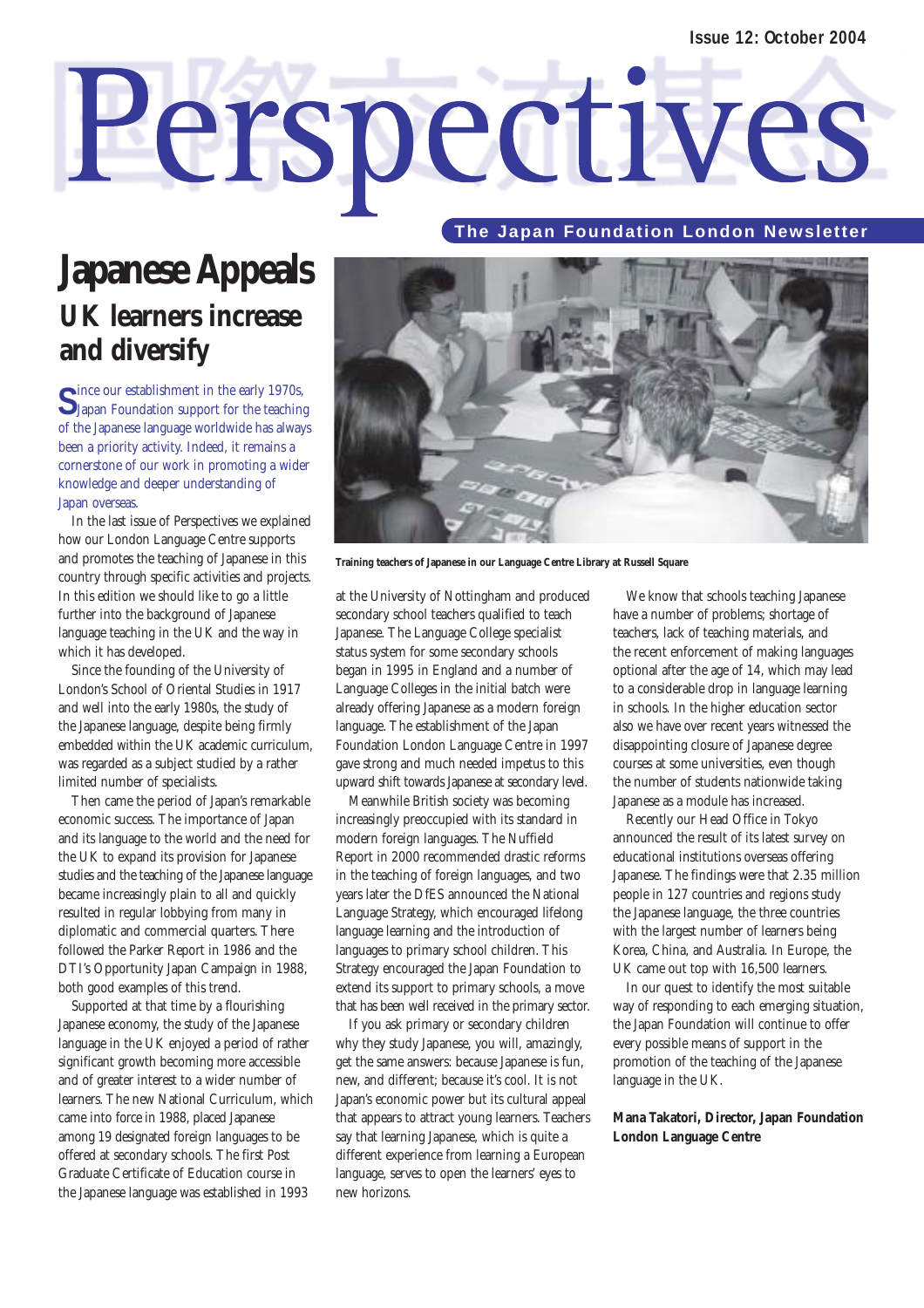Issue 12: October 2004

# Perspectives

The Japan Foundation London Newsletter

## Japanese Appeals

### UK learners increase and diversify

Since our establishment in the early 1970s, Japan Foundation support for the teaching of the Japanese language worldwide has always been a priority activity. Indeed, it remains a cornerstone of our work in promoting a wider knowledge and deeper understanding of Japan overseas.

In the last issue of Perspectives we explained how our London Language Centre supports and promotes the teaching of Japanese in this country through specific activities and projects. In this edition we should like to go a little further into the background of Japanese language teaching in the UK and the way in which it has developed.

Since the founding of the University of London's School of Oriental Studies in 1917 and well into the early 1980s, the study of the Japanese language, despite being firmly embedded within the UK academic curriculum, was regarded as a subject studied by a rather limited number of specialists.

Then came the period of Japan's remarkable economic success. The importance of Japan and its language to the world and the need for the UK to expand its provision for Japanese studies and the teaching of the Japanese language became increasingly plain to all and quickly resulted in regular lobbying from many in diplomatic and commercial quarters. There followed the Parker Report in 1986 and the DTI's Opportunity Japan Campaign in 1988, both good examples of this trend.

Supported at that time by a flourishing Japanese economy, the study of the Japanese language in the UK enjoyed a period of rather significant growth becoming more accessible and of greater interest to a wider number of learners. The new National Curriculum, which came into force in 1988, placed Japanese among 19 designated foreign languages to be offered at secondary schools. The first Post Graduate Certificate of Education course in the Japanese language was established in 1993 at the University of Nottingham and produced secondary school teachers qualified to teach Japanese. The Language College specialist status system for some secondary schools began in 1995 in England and a number of Language Colleges in the initial batch were already offering Japanese as a modern foreign language. The establishment of the Japan Foundation London Language Centre in 1997 gave strong and much needed impetus to this upward shift towards Japanese at secondary level.

Training teachers of Japanese in our Language Centre Library at Russell Square

Meanwhile British society was becoming increasingly preoccupied with its standard in modern foreign languages. The Nuffield Report in 2000 recommended drastic reforms in the teaching of foreign languages, and two years later the DfES announced the National Language Strategy, which encouraged lifelong language learning and the introduction of languages to primary school children. This Strategy encouraged the Japan Foundation to extend its support to primary schools, a move that has been well received in the primary sector.

If you ask primary or secondary children why they study Japanese, you will, amazingly, get the same answers: because Japanese is fun, new, and different; because it's cool. It is not Japan's economic power but its cultural appeal that appears to attract young learners. Teachers say that learning Japanese, which is quite a different experience from learning a European language, serves to open the learners' eyes to new horizons.

We know that schools teaching Japanese have a number of problems; shortage of teachers, lack of teaching materials, and the recent enforcement of making languages optional after the age of 14, which may lead to a considerable drop in language learning in schools. In the higher education sector also we have over recent years witnessed the disappointing closure of Japanese degree courses at some universities, even though the number of students nationwide taking Japanese as a module has increased.

Recently our Head Office in Tokyo announced the result of its latest survey on educational institutions overseas offering Japanese. The findings were that 2.35 million people in 127 countries and regions study the Japanese language, the three countries with the largest number of learners being Korea, China, and Australia. In Europe, the UK came out top with 16,500 learners.

In our quest to identify the most suitable way of responding to each emerging situation, the Japan Foundation will continue to offer every possible means of support in the promotion of the teaching of the Japanese language in the UK.

**Mana Takatori, Director, Japan Foundation London Language Centre**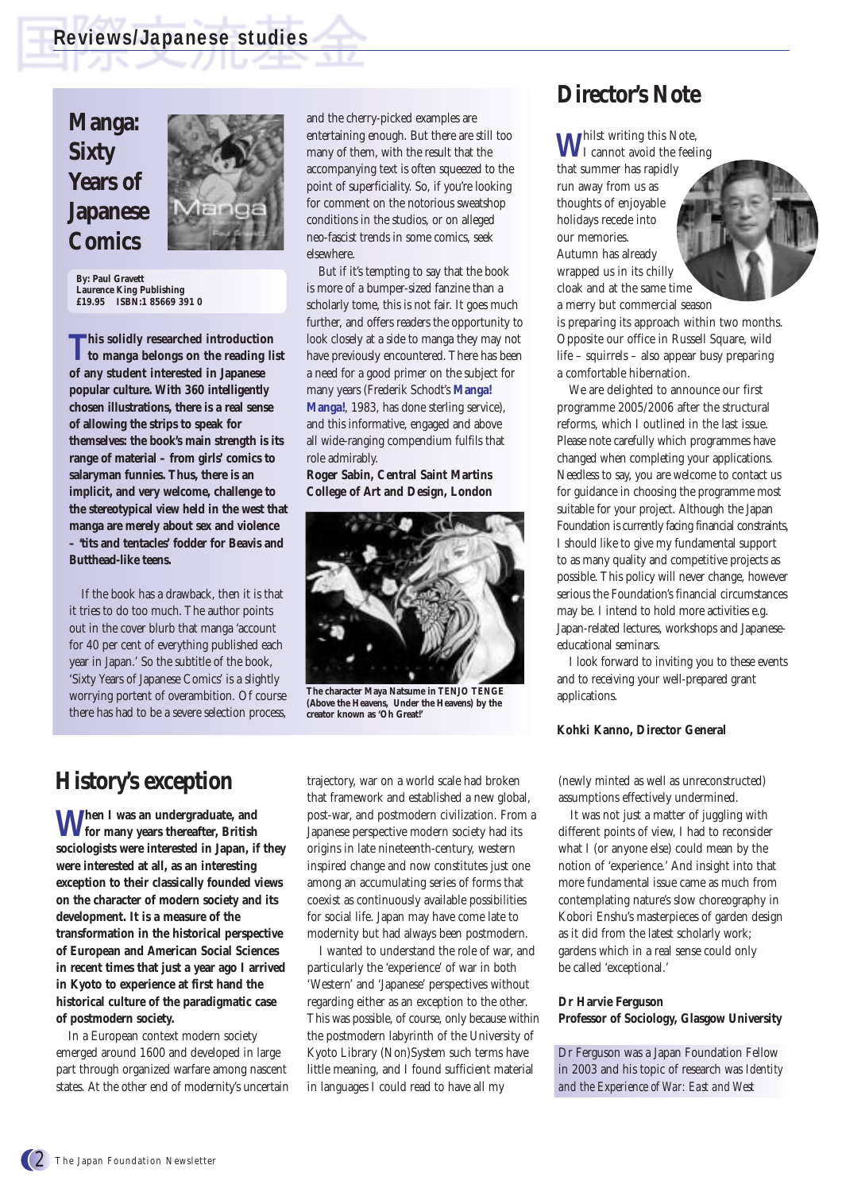# Reviews/Japanese studies

## Manga: Sixty Years of Japanese Comics

**By: Paul Gravett**
**Laurence King Publishing**
**£19.95 ISBN:1 85669 391 0**

**This solidly researched introduction to manga belongs on the reading list of any student interested in Japanese popular culture. With 360 intelligently chosen illustrations, there is a real sense of allowing the strips to speak for themselves: the book's main strength is its range of material – from girls' comics to salaryman funnies. Thus, there is an implicit, and very welcome, challenge to the stereotypical view held in the west that manga are merely about sex and violence – 'tits and tentacles' fodder for Beavis and Butthead-like teens.**

If the book has a drawback, then it is that it tries to do too much. The author points out in the cover blurb that manga 'account for 40 per cent of everything published each year in Japan.' So the subtitle of the book, 'Sixty Years of Japanese Comics' is a slightly worrying portent of overambition. Of course there has had to be a severe selection process, and the cherry-picked examples are entertaining enough. But there are still too many of them, with the result that the accompanying text is often squeezed to the point of superficiality. So, if you're looking for comment on the notorious sweatshop conditions in the studios, or on alleged neo-fascist trends in some comics, seek elsewhere.

But if it's tempting to say that the book is more of a bumper-sized fanzine than a scholarly tome, this is not fair. It goes much further, and offers readers the opportunity to look closely at a side to manga they may not have previously encountered. There has been a need for a good primer on the subject for many years (Frederik Schodt's **Manga! Manga!**, 1983, has done sterling service), and this informative, engaged and above all wide-ranging compendium fulfils that role admirably.

**Roger Sabin, Central Saint Martins College of Art and Design, London**

**The character Maya Natsume in TENJO TENGE (Above the Heavens, Under the Heavens) by the creator known as 'Oh Great!'**

## Director's Note

Whilst writing this Note, I cannot avoid the feeling that summer has rapidly run away from us as thoughts of enjoyable holidays recede into our memories. Autumn has already wrapped us in its chilly cloak and at the same time a merry but commercial season is preparing its approach within two months. Opposite our office in Russell Square, wild life – squirrels – also appear busy preparing a comfortable hibernation.

We are delighted to announce our first programme 2005/2006 after the structural reforms, which I outlined in the last issue. Please note carefully which programmes have changed when completing your applications. Needless to say, you are welcome to contact us for guidance in choosing the programme most suitable for your project. Although the Japan Foundation is currently facing financial constraints, I should like to give my fundamental support to as many quality and competitive projects as possible. This policy will never change, however serious the Foundation's financial circumstances may be. I intend to hold more activities e.g. Japan-related lectures, workshops and Japanese-educational seminars.

I look forward to inviting you to these events and to receiving your well-prepared grant applications.

**Kohki Kanno, Director General**

## History's exception

**When I was an undergraduate, and for many years thereafter, British sociologists were interested in Japan, if they were interested at all, as an interesting exception to their classically founded views on the character of modern society and its development. It is a measure of the transformation in the historical perspective of European and American Social Sciences in recent times that just a year ago I arrived in Kyoto to experience at first hand the historical culture of the paradigmatic case of postmodern society.**

In a European context modern society emerged around 1600 and developed in large part through organized warfare among nascent states. At the other end of modernity's uncertain trajectory, war on a world scale had broken that framework and established a new global, post-war, and postmodern civilization. From a Japanese perspective modern society had its origins in late nineteenth-century, western inspired change and now constitutes just one among an accumulating series of forms that coexist as continuously available possibilities for social life. Japan may have come late to modernity but had always been postmodern.

I wanted to understand the role of war, and particularly the 'experience' of war in both 'Western' and 'Japanese' perspectives without regarding either as an exception to the other. This was possible, of course, only because within the postmodern labyrinth of the University of Kyoto Library (Non)System such terms have little meaning, and I found sufficient material in languages I could read to have all my (newly minted as well as unreconstructed) assumptions effectively undermined.

It was not just a matter of juggling with different points of view, I had to reconsider what I (or anyone else) could mean by the notion of 'experience.' And insight into that more fundamental issue came as much from contemplating nature's slow choreography in Kobori Enshu's masterpieces of garden design as it did from the latest scholarly work; gardens which in a real sense could only be called 'exceptional.'

**Dr Harvie Ferguson**
**Professor of Sociology, Glasgow University**

Dr Ferguson was a Japan Foundation Fellow in 2003 and his topic of research was *Identity and the Experience of War: East and West*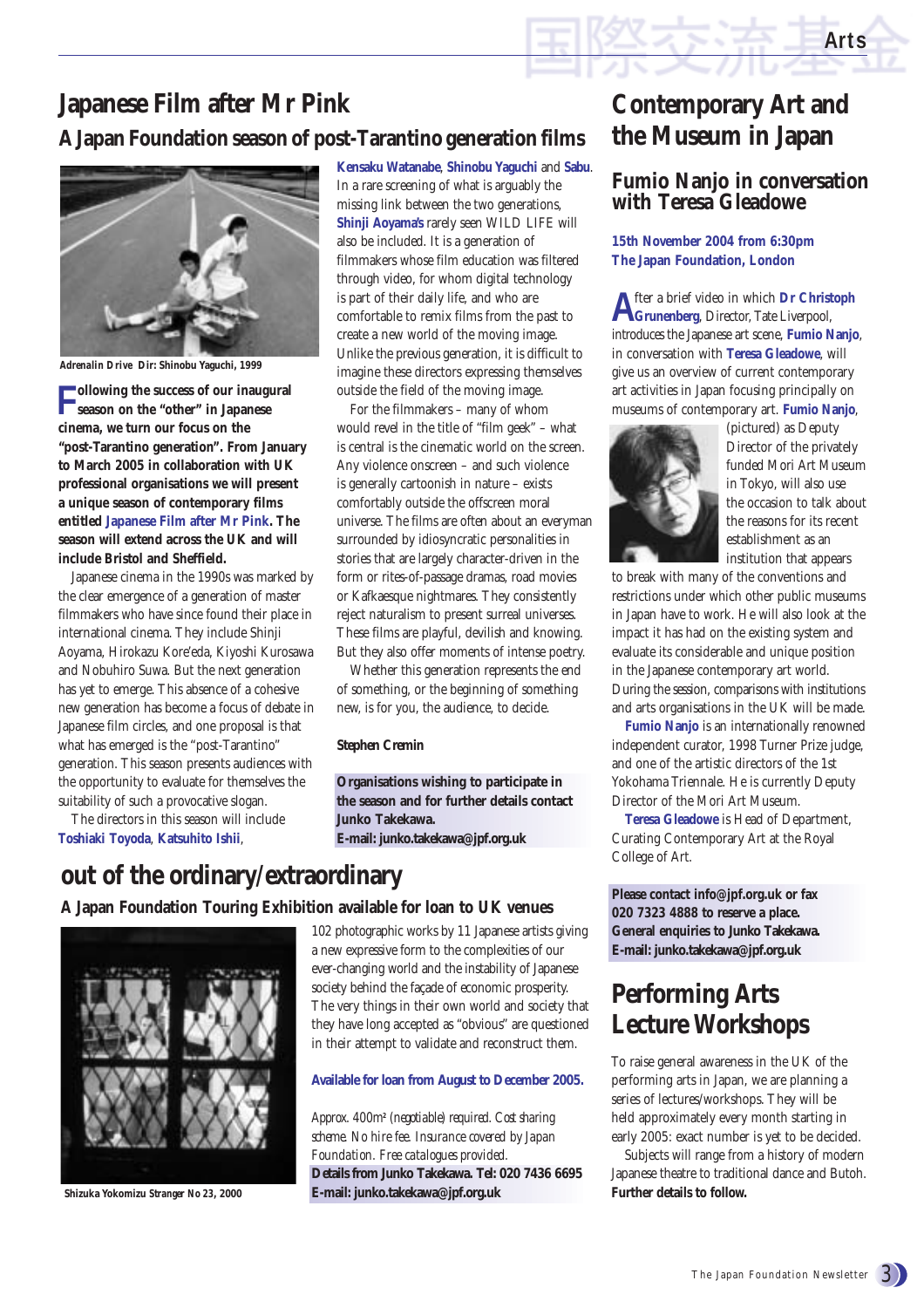# Japanese Film after Mr Pink

## A Japan Foundation season of post-Tarantino generation films

*Adrenalin Drive* Dir: Shinobu Yaguchi, 1999

**Following the success of our inaugural season on the "other" in Japanese cinema, we turn our focus on the "post-Tarantino generation". From January to March 2005 in collaboration with UK professional organisations we will present a unique season of contemporary films entitled Japanese Film after Mr Pink. The season will extend across the UK and will include Bristol and Sheffield.**

Japanese cinema in the 1990s was marked by the clear emergence of a generation of master filmmakers who have since found their place in international cinema. They include Shinji Aoyama, Hirokazu Kore'eda, Kiyoshi Kurosawa and Nobuhiro Suwa. But the next generation has yet to emerge. This absence of a cohesive new generation has become a focus of debate in Japanese film circles, and one proposal is that what has emerged is the "post-Tarantino" generation. This season presents audiences with the opportunity to evaluate for themselves the suitability of such a provocative slogan.

The directors in this season will include Toshiaki Toyoda, Katsuhito Ishii, Kensaku Watanabe, Shinobu Yaguchi and Sabu. In a rare screening of what is arguably the missing link between the two generations, Shinji Aoyama's rarely seen WILD LIFE will also be included. It is a generation of filmmakers whose film education was filtered through video, for whom digital technology is part of their daily life, and who are comfortable to remix films from the past to create a new world of the moving image. Unlike the previous generation, it is difficult to imagine these directors expressing themselves outside the field of the moving image.

For the filmmakers – many of whom would revel in the title of "film geek" – what is central is the cinematic world on the screen. Any violence onscreen – and such violence is generally cartoonish in nature – exists comfortably outside the offscreen moral universe. The films are often about an everyman surrounded by idiosyncratic personalities in stories that are largely character-driven in the form or rites-of-passage dramas, road movies or Kafkaesque nightmares. They consistently reject naturalism to present surreal universes. These films are playful, devilish and knowing. But they also offer moments of intense poetry.

Whether this generation represents the end of something, or the beginning of something new, is for you, the audience, to decide.

**Stephen Cremin**

**Organisations wishing to participate in the season and for further details contact Junko Takekawa.**
**E-mail: junko.takekawa@jpf.org.uk**

# out of the ordinary/extraordinary

## A Japan Foundation Touring Exhibition available for loan to UK venues

Shizuka Yokomizu *Stranger No 23*, 2000

102 photographic works by 11 Japanese artists giving a new expressive form to the complexities of our ever-changing world and the instability of Japanese society behind the façade of economic prosperity. The very things in their own world and society that they have long accepted as "obvious" are questioned in their attempt to validate and reconstruct them.

**Available for loan from August to December 2005.**

*Approx. 400m² (negotiable) required. Cost sharing scheme. No hire fee. Insurance covered by Japan Foundation. Free catalogues provided.*

**Details from Junko Takekawa. Tel: 020 7436 6695**
**E-mail: junko.takekawa@jpf.org.uk**

# Contemporary Art and the Museum in Japan

## Fumio Nanjo in conversation with Teresa Gleadowe

**15th November 2004 from 6:30pm**
**The Japan Foundation, London**

After a brief video in which **Dr Christoph Grunenberg**, Director, Tate Liverpool, introduces the Japanese art scene, **Fumio Nanjo**, in conversation with **Teresa Gleadowe**, will give us an overview of current contemporary art activities in Japan focusing principally on museums of contemporary art. **Fumio Nanjo**, (pictured) as Deputy Director of the privately funded Mori Art Museum in Tokyo, will also use the occasion to talk about the reasons for its recent establishment as an institution that appears to break with many of the conventions and restrictions under which other public museums in Japan have to work. He will also look at the impact it has had on the existing system and evaluate its considerable and unique position in the Japanese contemporary art world. During the session, comparisons with institutions and arts organisations in the UK will be made.

**Fumio Nanjo** is an internationally renowned independent curator, 1998 Turner Prize judge, and one of the artistic directors of the 1st Yokohama Triennale. He is currently Deputy Director of the Mori Art Museum.

**Teresa Gleadowe** is Head of Department, Curating Contemporary Art at the Royal College of Art.

**Please contact info@jpf.org.uk or fax 020 7323 4888 to reserve a place. General enquiries to Junko Takekawa. E-mail: junko.takekawa@jpf.org.uk**

# Performing Arts Lecture Workshops

To raise general awareness in the UK of the performing arts in Japan, we are planning a series of lectures/workshops. They will be held approximately every month starting in early 2005: exact number is yet to be decided.

Subjects will range from a history of modern Japanese theatre to traditional dance and Butoh. **Further details to follow.**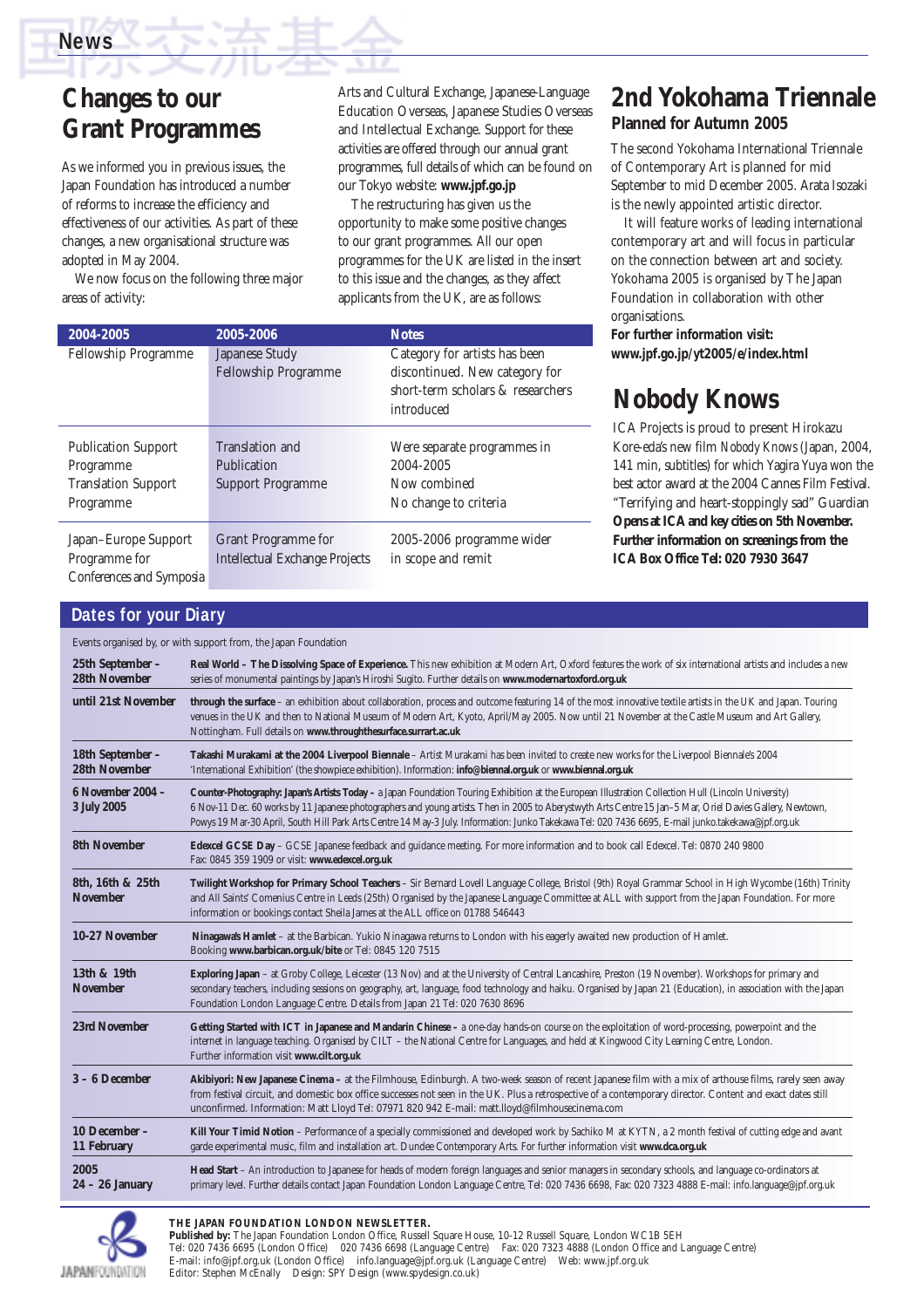News

# Changes to our Grant Programmes

As we informed you in previous issues, the Japan Foundation has introduced a number of reforms to increase the efficiency and effectiveness of our activities. As part of these changes, a new organisational structure was adopted in May 2004.

We now focus on the following three major areas of activity:

Arts and Cultural Exchange, Japanese-Language Education Overseas, Japanese Studies Overseas and Intellectual Exchange. Support for these activities are offered through our annual grant programmes, full details of which can be found on our Tokyo website: **www.jpf.go.jp**

The restructuring has given us the opportunity to make some positive changes to our grant programmes. All our open programmes for the UK are listed in the insert to this issue and the changes, as they affect applicants from the UK, are as follows:

| 2004-2005 | 2005-2006 | Notes |
|---|---|---|
| Fellowship Programme | Japanese Study Fellowship Programme | Category for artists has been discontinued. New category for short-term scholars & researchers introduced |
| Publication Support Programme Translation Support Programme | Translation and Publication Support Programme | Were separate programmes in 2004-2005 Now combined No change to criteria |
| Japan–Europe Support Programme for Conferences and Symposia | Grant Programme for Intellectual Exchange Projects | 2005-2006 programme wider in scope and remit |

# 2nd Yokohama Triennale

## Planned for Autumn 2005

The second Yokohama International Triennale of Contemporary Art is planned for mid September to mid December 2005. Arata Isozaki is the newly appointed artistic director.

It will feature works of leading international contemporary art and will focus in particular on the connection between art and society. Yokohama 2005 is organised by The Japan Foundation in collaboration with other organisations.

**For further information visit: www.jpf.go.jp/yt2005/e/index.html**

# Nobody Knows

ICA Projects is proud to present Hirokazu Kore-eda's new film *Nobody Knows* (Japan, 2004, 141 min, subtitles) for which Yagira Yuya won the best actor award at the 2004 Cannes Film Festival. "Terrifying and heart-stoppingly sad" Guardian **Opens at ICA and key cities on 5th November. Further information on screenings from the ICA Box Office Tel: 020 7930 3647**

## Dates for your Diary

Events organised by, or with support from, the Japan Foundation

| | |
|---|---|
| **25th September – 28th November** | **Real World – The Dissolving Space of Experience.** This new exhibition at Modern Art, Oxford features the work of six international artists and includes a new series of monumental paintings by Japan's Hiroshi Sugito. Further details on **www.modernartoxford.org.uk** |
| **until 21st November** | **through the surface** – an exhibition about collaboration, process and outcome featuring 14 of the most innovative textile artists in the UK and Japan. Touring venues in the UK and then to National Museum of Modern Art, Kyoto, April/May 2005. Now until 21 November at the Castle Museum and Art Gallery, Nottingham. Full details on **www.throughthesurface.surrart.ac.uk** |
| **18th September – 28th November** | **Takashi Murakami at the 2004 Liverpool Biennale** – Artist Murakami has been invited to create new works for the Liverpool Biennale's 2004 'International Exhibition' (the showpiece exhibition). Information: **info@biennal.org.uk** or **www.biennal.org.uk** |
| **6 November 2004 – 3 July 2005** | **Counter-Photography: Japan's Artists Today –** a Japan Foundation Touring Exhibition at the European Illustration Collection Hull (Lincoln University) 6 Nov-11 Dec. 60 works by 11 Japanese photographers and young artists. Then in 2005 to Aberystwyth Arts Centre 15 Jan–5 Mar, Oriel Davies Gallery, Newtown, Powys 19 Mar-30 April, South Hill Park Arts Centre 14 May-3 July. Information: Junko Takekawa Tel: 020 7436 6695, E-mail junko.takekawa@jpf.org.uk |
| **8th November** | **Edexcel GCSE Day** – GCSE Japanese feedback and guidance meeting. For more information and to book call Edexcel. Tel: 0870 240 9800 Fax: 0845 359 1909 or visit: **www.edexcel.org.uk** |
| **8th, 16th & 25th November** | **Twilight Workshop for Primary School Teachers** – Sir Bernard Lovell Language College, Bristol (9th) Royal Grammar School in High Wycombe (16th) Trinity and All Saints' Comenius Centre in Leeds (25th) Organised by the Japanese Language Committee at ALL with support from the Japan Foundation. For more information or bookings contact Sheila James at the ALL office on 01788 546443 |
| **10-27 November** | **Ninagawa's Hamlet** – at the Barbican. Yukio Ninagawa returns to London with his eagerly awaited new production of Hamlet. Booking **www.barbican.org.uk/bite** or Tel: 0845 120 7515 |
| **13th & 19th November** | **Exploring Japan** – at Groby College, Leicester (13 Nov) and at the University of Central Lancashire, Preston (19 November). Workshops for primary and secondary teachers, including sessions on geography, art, language, food technology and haiku. Organised by Japan 21 (Education), in association with the Japan Foundation London Language Centre. Details from Japan 21 Tel: 020 7630 8696 |
| **23rd November** | **Getting Started with ICT in Japanese and Mandarin Chinese –** a one-day hands-on course on the exploitation of word-processing, powerpoint and the internet in language teaching. Organised by CILT – the National Centre for Languages, and held at Kingwood City Learning Centre, London. Further information visit **www.cilt.org.uk** |
| **3 – 6 December** | **Akibiyori: New Japanese Cinema –** at the Filmhouse, Edinburgh. A two-week season of recent Japanese film with a mix of arthouse films, rarely seen away from festival circuit, and domestic box office successes not seen in the UK. Plus a retrospective of a contemporary director. Content and exact dates still unconfirmed. Information: Matt Lloyd Tel: 07971 820 942 E-mail: matt.lloyd@filmhousecinema.com |
| **10 December – 11 February** | **Kill Your Timid Notion** – Performance of a specially commissioned and developed work by Sachiko M at KYTN, a 2 month festival of cutting edge and avant garde experimental music, film and installation art. Dundee Contemporary Arts. For further information visit **www.dca.org.uk** |
| **2005 24 – 26 January** | **Head Start** – An introduction to Japanese for heads of modern foreign languages and senior managers in secondary schools, and language co-ordinators at primary level. Further details contact Japan Foundation London Language Centre, Tel: 020 7436 6698, Fax: 020 7323 4888 E-mail: info.language@jpf.org.uk |

**THE JAPAN FOUNDATION LONDON NEWSLETTER.**
**Published by:** The Japan Foundation London Office, Russell Square House, 10-12 Russell Square, London WC1B 5EH
Tel: 020 7436 6695 (London Office) 020 7436 6698 (Language Centre) Fax: 020 7323 4888 (London Office and Language Centre)
E-mail: info@jpf.org.uk (London Office) info.language@jpf.org.uk (Language Centre) Web: www.jpf.org.uk
Editor: Stephen McEnally Design: SPY Design (www.spydesign.co.uk)

JAPANFOUNDATION